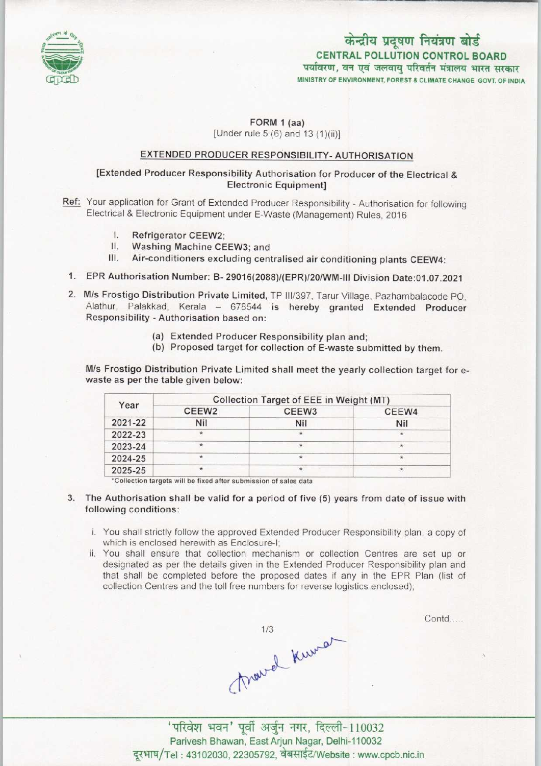केन्द्रीय प्रदूषण नियंत्रण बोर्ड
**CENTRAL POLLUTION CONTROL BOARD**
पर्यावरण, वन एवं जलवायु परिवर्तन मंत्रालय भारत सरकार
MINISTRY OF ENVIRONMENT, FOREST & CLIMATE CHANGE GOVT. OF INDIA

**FORM 1 (aa)**
[Under rule 5 (6) and 13 (1)(ii)]

## EXTENDED PRODUCER RESPONSIBILITY- AUTHORISATION

**[Extended Producer Responsibility Authorisation for Producer of the Electrical & Electronic Equipment]**

Ref: Your application for Grant of Extended Producer Responsibility - Authorisation for following Electrical & Electronic Equipment under E-Waste (Management) Rules, 2016

I. Refrigerator CEEW2;
II. Washing Machine CEEW3; and
III. Air-conditioners excluding centralised air conditioning plants CEEW4:

1. EPR Authorisation Number: B- 29016(2088)/(EPR)/20/WM-III Division Date:01.07.2021

2. M/s Frostigo Distribution Private Limited, TP III/397, Tarur Village, Pazhambalacode PO, Alathur, Palakkad, Kerala – 678544 is hereby granted Extended Producer Responsibility - Authorisation based on:

(a) Extended Producer Responsibility plan and;
(b) Proposed target for collection of E-waste submitted by them.

M/s Frostigo Distribution Private Limited shall meet the yearly collection target for e-waste as per the table given below:

| Year | Collection Target of EEE in Weight (MT) | | |
|---|---|---|---|
| | CEEW2 | CEEW3 | CEEW4 |
| 2021-22 | Nil | Nil | Nil |
| 2022-23 | * | * | * |
| 2023-24 | * | * | * |
| 2024-25 | * | * | * |
| 2025-25 | * | * | * |

*Collection targets will be fixed after submission of sales data

3. The Authorisation shall be valid for a period of five (5) years from date of issue with following conditions:

i. You shall strictly follow the approved Extended Producer Responsibility plan, a copy of which is enclosed herewith as Enclosure-I;
ii. You shall ensure that collection mechanism or collection Centres are set up or designated as per the details given in the Extended Producer Responsibility plan and that shall be completed before the proposed dates if any in the EPR Plan (list of collection Centres and the toll free numbers for reverse logistics enclosed);

Contd.....

'परिवेश भवन' पूर्वी अर्जुन नगर, दिल्ली-110032
Parivesh Bhawan, East Arjun Nagar, Delhi-110032
दूरभाष/Tel : 43102030, 22305792, वेबसाईट/Website : www.cpcb.nic.in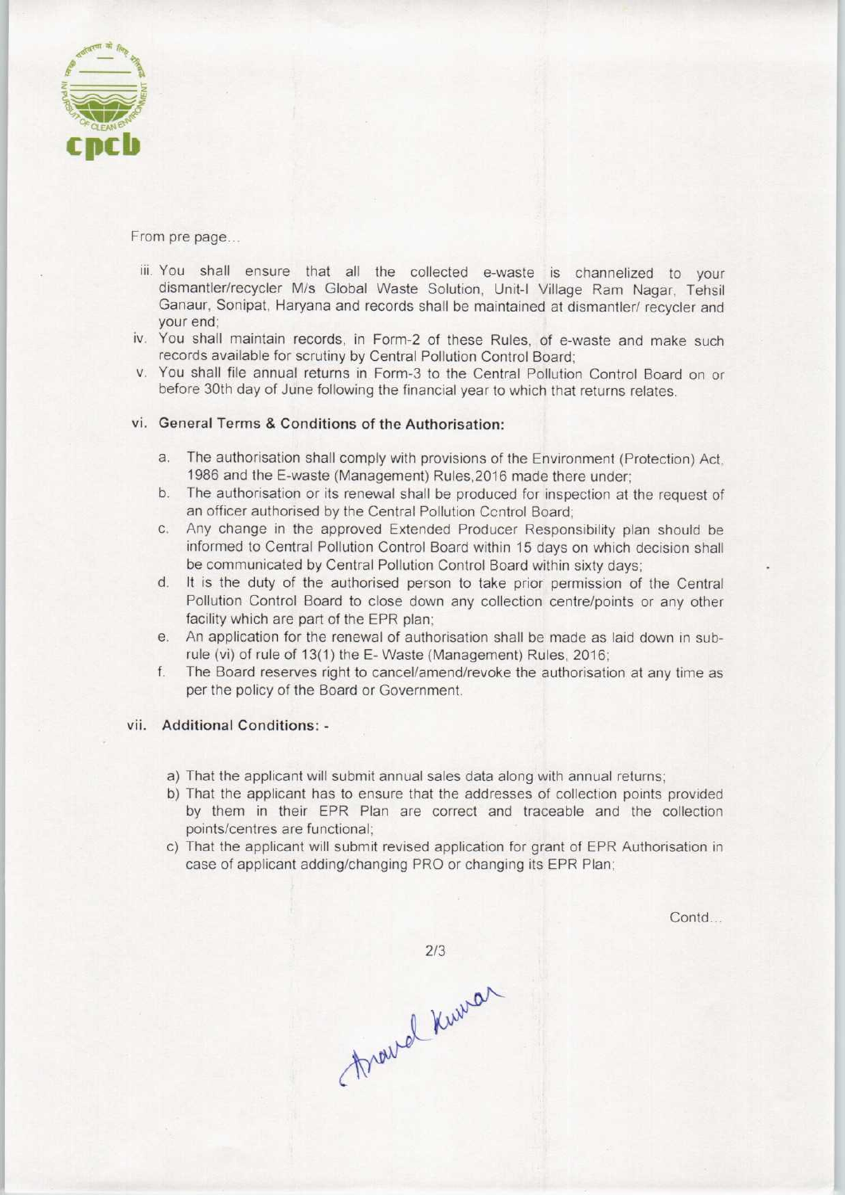From pre page...

iii. You shall ensure that all the collected e-waste is channelized to your dismantler/recycler M/s Global Waste Solution, Unit-I Village Ram Nagar, Tehsil Ganaur, Sonipat, Haryana and records shall be maintained at dismantler/ recycler and your end;

iv. You shall maintain records, in Form-2 of these Rules, of e-waste and make such records available for scrutiny by Central Pollution Control Board;

v. You shall file annual returns in Form-3 to the Central Pollution Control Board on or before 30th day of June following the financial year to which that returns relates.

vi. **General Terms & Conditions of the Authorisation:**

   a. The authorisation shall comply with provisions of the Environment (Protection) Act, 1986 and the E-waste (Management) Rules,2016 made there under;
   b. The authorisation or its renewal shall be produced for inspection at the request of an officer authorised by the Central Pollution Control Board;
   c. Any change in the approved Extended Producer Responsibility plan should be informed to Central Pollution Control Board within 15 days on which decision shall be communicated by Central Pollution Control Board within sixty days;
   d. It is the duty of the authorised person to take prior permission of the Central Pollution Control Board to close down any collection centre/points or any other facility which are part of the EPR plan;
   e. An application for the renewal of authorisation shall be made as laid down in sub-rule (vi) of rule of 13(1) the E- Waste (Management) Rules, 2016;
   f. The Board reserves right to cancel/amend/revoke the authorisation at any time as per the policy of the Board or Government.

vii. **Additional Conditions: -**

   a) That the applicant will submit annual sales data along with annual returns;
   b) That the applicant has to ensure that the addresses of collection points provided by them in their EPR Plan are correct and traceable and the collection points/centres are functional;
   c) That the applicant will submit revised application for grant of EPR Authorisation in case of applicant adding/changing PRO or changing its EPR Plan;

Contd...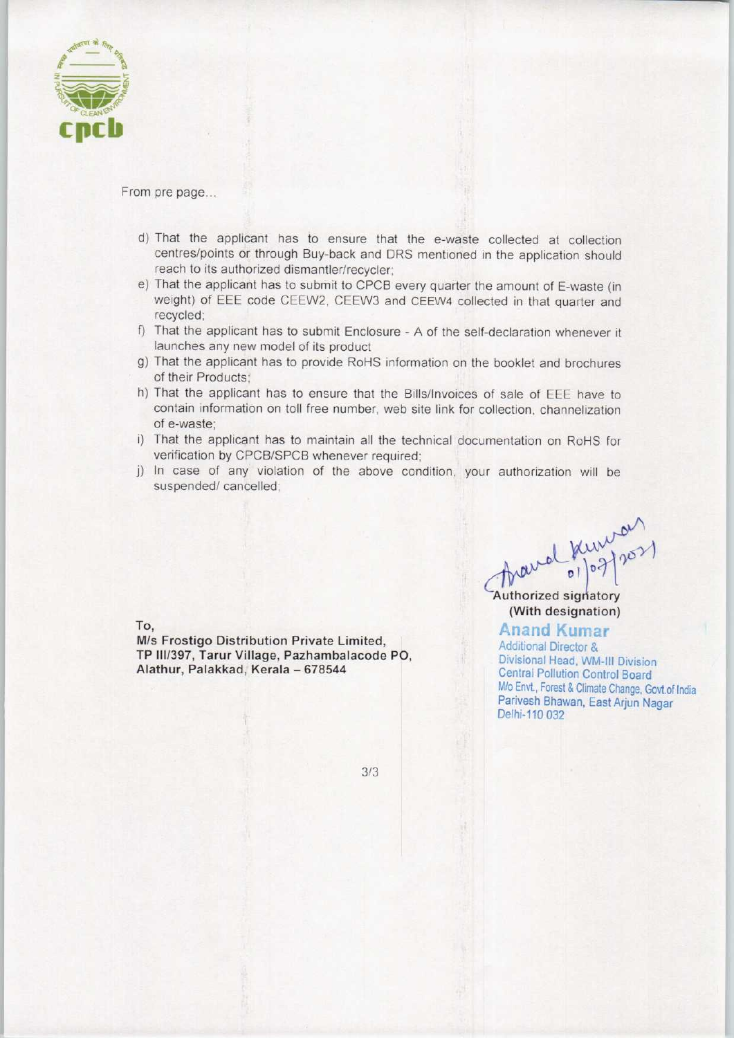From pre page...

d) That the applicant has to ensure that the e-waste collected at collection centres/points or through Buy-back and DRS mentioned in the application should reach to its authorized dismantler/recycler;
e) That the applicant has to submit to CPCB every quarter the amount of E-waste (in weight) of EEE code CEEW2, CEEW3 and CEEW4 collected in that quarter and recycled;
f) That the applicant has to submit Enclosure - A of the self-declaration whenever it launches any new model of its product
g) That the applicant has to provide RoHS information on the booklet and brochures of their Products;
h) That the applicant has to ensure that the Bills/Invoices of sale of EEE have to contain information on toll free number, web site link for collection, channelization of e-waste;
i) That the applicant has to maintain all the technical documentation on RoHS for verification by CPCB/SPCB whenever required;
j) In case of any violation of the above condition, your authorization will be suspended/ cancelled;

Anand Kumar
01/07/2021

Authorized signatory
(With designation)

**Anand Kumar**
Additional Director &
Divisional Head, WM-III Division
Central Pollution Control Board
M/o Envt., Forest & Climate Change, Govt.of India
Parivesh Bhawan, East Arjun Nagar
Delhi-110 032

To,
**M/s Frostigo Distribution Private Limited,**
**TP III/397, Tarur Village, Pazhambalacode PO,**
**Alathur, Palakkad, Kerala – 678544**